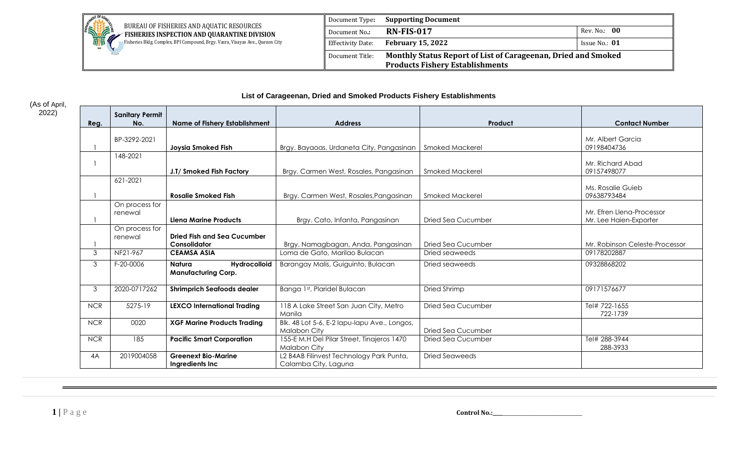BUREAU OF FISHERIES AND AQUATIC RESOURCES
**FISHERIES INSPECTION AND QUARANTINE DIVISION**
Fisheries Bldg. Complex, BPI Compound, Brgy. Vasra, Visayas Ave., Quezon City

| Document Type: | **Supporting Document** | |
|---|---|---|
| Document No.: | **RN-FIS-017** | Rev. No.: **00** |
| Effectivity Date: | **February 15, 2022** | Issue No.: **01** |
| Document Title: | **Monthly Status Report of List of Carageenan, Dried and Smoked Products Fishery Establishments** | |

### List of Carageenan, Dried and Smoked Products Fishery Establishments

(As of April, 2022)

| Reg. | Sanitary Permit No. | Name of Fishery Establishment | Address | Product | Contact Number |
|---|---|---|---|---|---|
| I | BP-3292-2021 | **Joysia Smoked Fish** | Brgy. Bayaoas, Urdaneta City, Pangasinan | Smoked Mackerel | Mr. Albert Garcia 09198404736 |
| I | 148-2021 | **J.T/ Smoked Fish Factory** | Brgy. Carmen West, Rosales, Pangasinan | Smoked Mackerel | Mr. Richard Abad 09157498077 |
| I | 621-2021 | **Rosalie Smoked Fish** | Brgy. Carmen West, Rosales,Pangasinan | Smoked Mackerel | Ms. Rosalie Guieb 09638793484 |
| I | On process for renewal | **Llena Marine Products** | Brgy. Cato, Infanta, Pangasinan | Dried Sea Cucumber | Mr. Efren Llena-Processor Mr. Lee Haien-Exporter |
| I | On process for renewal | **Dried Fish and Sea Cucumber Consolidator** | Brgy. Namagbagan, Anda, Pangasinan | Dried Sea Cucumber | Mr. Robinson Celeste-Processor |
| 3 | NF21-967 | **CEAMSA ASIA** | Loma de Gato, Marilao Bulacan | Dried seaweeds | 09178202887 |
| 3 | F-20-0006 | **Natura Hydrocolloid Manufacturing Corp.** | Barangay Malis, Guiguinto, Bulacan | Dried seaweeds | 09328868202 |
| 3 | 2020-0717262 | **Shrimprich Seafoods dealer** | Banga 1st, Plaridel Bulacan | Dried Shrimp | 09171576677 |
| NCR | 5275-19 | **LEXCO International Trading** | 118 A Lake Street San Juan City, Metro Manila | Dried Sea Cucumber | Tel# 722-1655 722-1739 |
| NCR | 0020 | **XGF Marine Products Trading** | Blk. 48 Lot 5-6, E-2 lapu-lapu Ave., Longos, Malabon City | Dried Sea Cucumber | |
| NCR | 185 | **Pacific Smart Corporation** | 155-E M.H Del Pilar Street, Tinajeros 1470 Malabon City | Dried Sea Cucumber | Tel# 288-3944 288-3933 |
| 4A | 2019004058 | **Greenext Bio-Marine Ingredients Inc** | L2 B4AB Filinvest Technology Park Punta, Calamba City, Laguna | Dried Seaweeds | |

Control No.:\_\_\_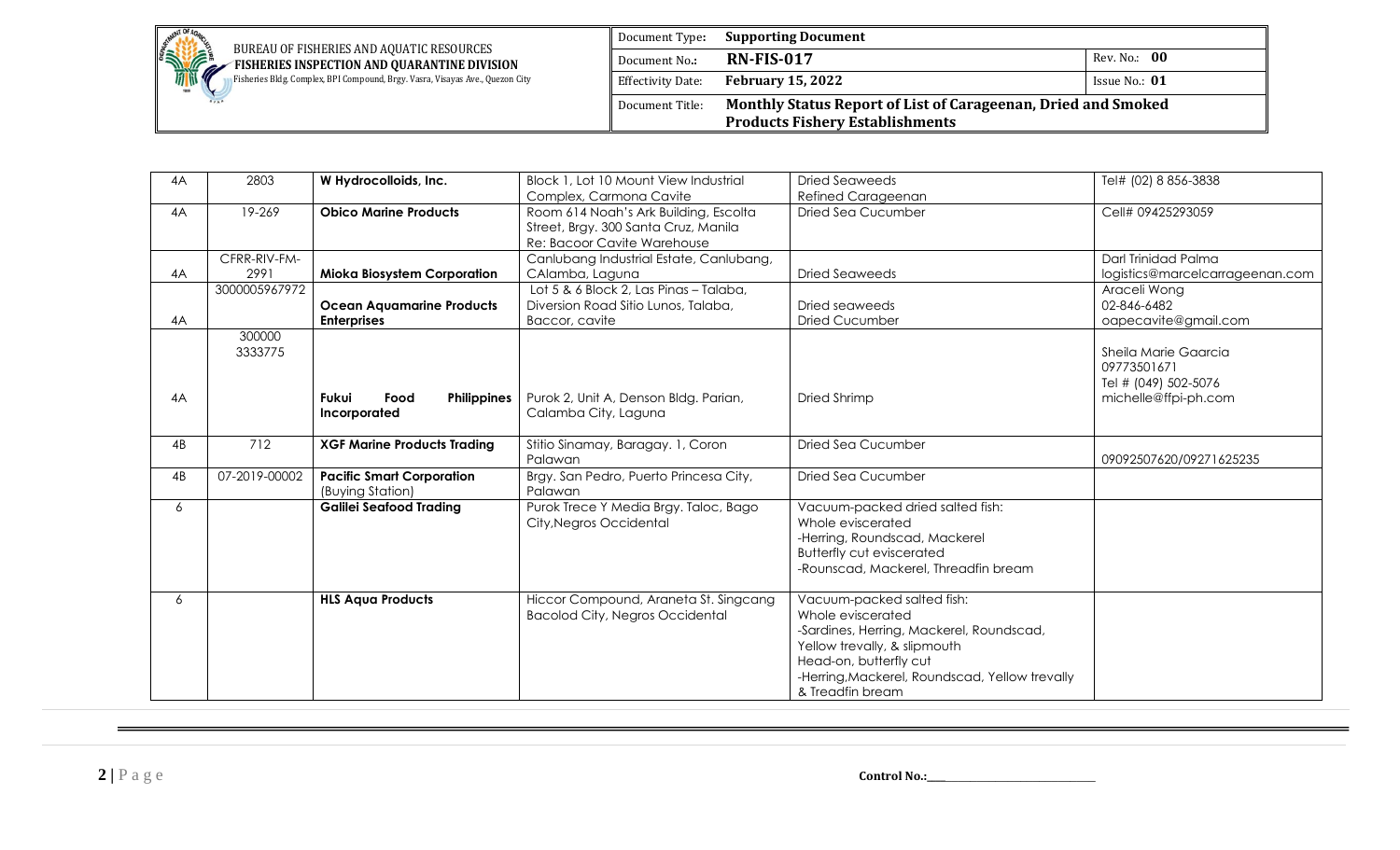| 4A | 2803 | **W Hydrocolloids, Inc.** | Block 1, Lot 10 Mount View Industrial Complex, Carmona Cavite | Dried Seaweeds<br>Refined Carageenan | Tel# (02) 8 856-3838 |
|---|---|---|---|---|---|
| 4A | 19-269 | **Obico Marine Products** | Room 614 Noah's Ark Building, Escolta Street, Brgy. 300 Santa Cruz, Manila<br>Re: Bacoor Cavite Warehouse | Dried Sea Cucumber | Cell# 09425293059 |
| 4A | CFRR-RIV-FM-2991 | **Mioka Biosystem Corporation** | Canlubang Industrial Estate, Canlubang, CAlamba, Laguna | Dried Seaweeds | Darl Trinidad Palma<br>logistics@marcelcarrageenan.com |
| 4A | 3000005967972 | **Ocean Aquamarine Products Enterprises** | Lot 5 & 6 Block 2, Las Pinas – Talaba, Diversion Road Sitio Lunos, Talaba, Baccor, cavite | Dried seaweeds<br>Dried Cucumber | Araceli Wong<br>02-846-6482<br>oapecavite@gmail.com |
| 4A | 300000<br>3333775 | **Fukui Food Philippines Incorporated** | Purok 2, Unit A, Denson Bldg. Parian, Calamba City, Laguna | Dried Shrimp | Sheila Marie Gaarcia<br>09773501671<br>Tel # (049) 502-5076<br>michelle@ffpi-ph.com |
| 4B | 712 | **XGF Marine Products Trading** | Stitio Sinamay, Baragay. 1, Coron Palawan | Dried Sea Cucumber | 09092507620/09271625235 |
| 4B | 07-2019-00002 | **Pacific Smart Corporation** (Buying Station) | Brgy. San Pedro, Puerto Princesa City, Palawan | Dried Sea Cucumber | |
| 6 | | **Galilei Seafood Trading** | Purok Trece Y Media Brgy. Taloc, Bago City,Negros Occidental | Vacuum-packed dried salted fish:<br>Whole eviscerated<br>-Herring, Roundscad, Mackerel<br>Butterfly cut eviscerated<br>-Rounscad, Mackerel, Threadfin bream | |
| 6 | | **HLS Aqua Products** | Hiccor Compound, Araneta St. Singcang Bacolod City, Negros Occidental | Vacuum-packed salted fish:<br>Whole eviscerated<br>-Sardines, Herring, Mackerel, Roundscad, Yellow trevally, & slipmouth<br>Head-on, butterfly cut<br>-Herring,Mackerel, Roundscad, Yellow trevally & Treadfin bream | |

Control No.:\_\_\_\_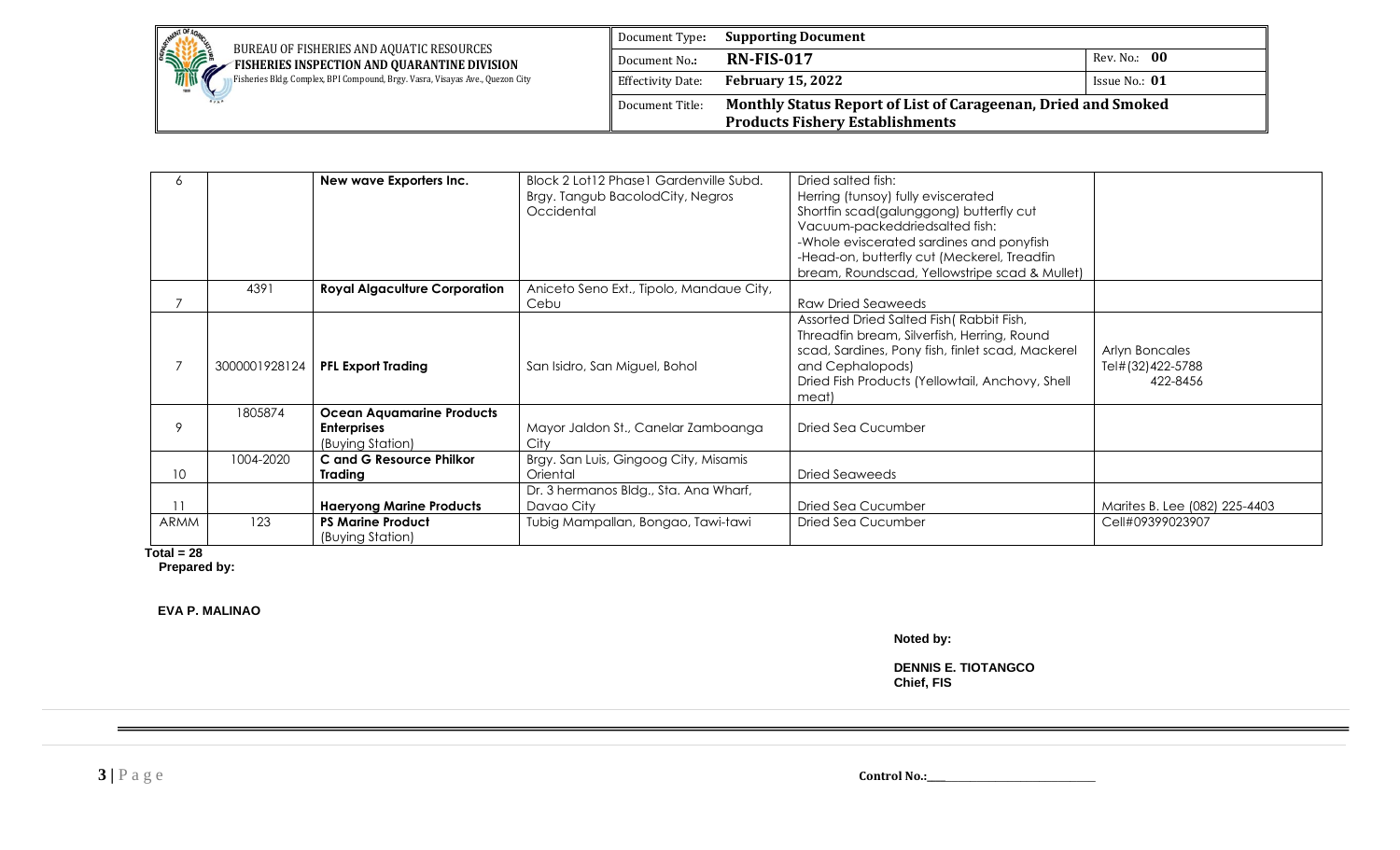| | | | | | |
|---|---|---|---|---|---|
| 6 | | **New wave Exporters Inc.** | Block 2 Lot12 Phase1 Gardenville Subd. Brgy. Tangub BacolodCity, Negros Occidental | Dried salted fish: Herring (tunsoy) fully eviscerated Shortfin scad(galunggong) butterfly cut Vacuum-packeddriedsalted fish: -Whole eviscerated sardines and ponyfish -Head-on, butterfly cut (Meckerel, Treadfin bream, Roundscad, Yellowstripe scad & Mullet) | |
| 7 | 4391 | **Royal Algaculture Corporation** | Aniceto Seno Ext., Tipolo, Mandaue City, Cebu | Raw Dried Seaweeds | |
| 7 | 3000001928124 | **PFL Export Trading** | San Isidro, San Miguel, Bohol | Assorted Dried Salted Fish( Rabbit Fish, Threadfin bream, Silverfish, Herring, Round scad, Sardines, Pony fish, finlet scad, Mackerel and Cephalopods) Dried Fish Products (Yellowtail, Anchovy, Shell meat) | Arlyn Boncales Tel#(32)422-5788 422-8456 |
| 9 | 1805874 | **Ocean Aquamarine Products Enterprises** (Buying Station) | Mayor Jaldon St., Canelar Zamboanga City | Dried Sea Cucumber | |
| 10 | 1004-2020 | **C and G Resource Philkor Trading** | Brgy. San Luis, Gingoog City, Misamis Oriental | Dried Seaweeds | |
| 11 | | **Haeryong Marine Products** | Dr. 3 hermanos Bldg., Sta. Ana Wharf, Davao City | Dried Sea Cucumber | Marites B. Lee (082) 225-4403 |
| ARMM | 123 | **PS Marine Product** (Buying Station) | Tubig Mampallan, Bongao, Tawi-tawi | Dried Sea Cucumber | Cell#09399023907 |

**Total = 28**

**Prepared by:**

**EVA P. MALINAO**

**Noted by:**

**DENNIS E. TIOTANGCO**
**Chief, FIS**

**Control No.:**\_\_\_\_\_\_\_\_\_\_\_\_\_\_\_\_\_\_\_\_